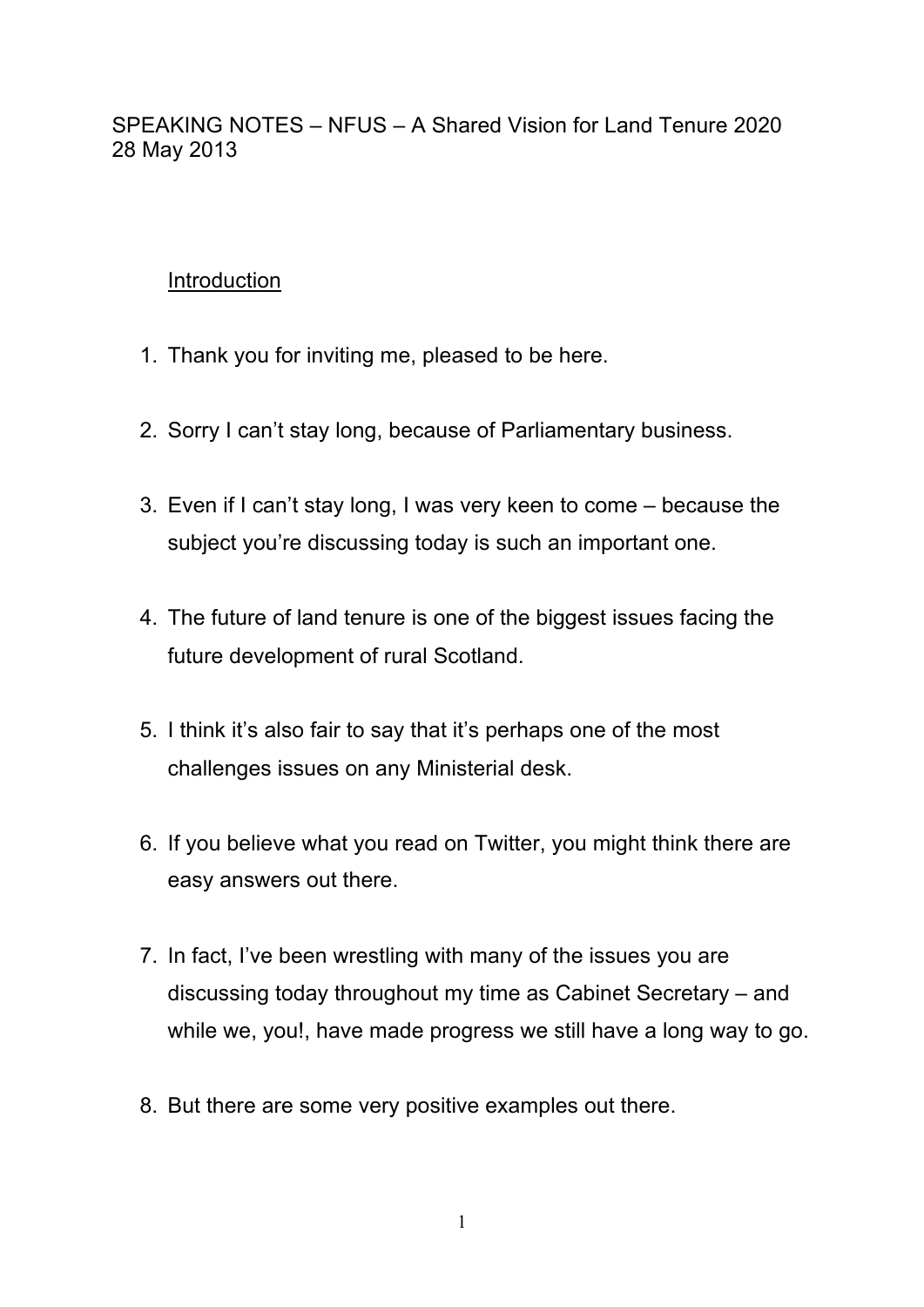SPEAKING NOTES – NFUS – A Shared Vision for Land Tenure 2020
28 May 2013

## Introduction

1. Thank you for inviting me, pleased to be here.

2. Sorry I can't stay long, because of Parliamentary business.

3. Even if I can't stay long, I was very keen to come – because the subject you're discussing today is such an important one.

4. The future of land tenure is one of the biggest issues facing the future development of rural Scotland.

5. I think it's also fair to say that it's perhaps one of the most challenges issues on any Ministerial desk.

6. If you believe what you read on Twitter, you might think there are easy answers out there.

7. In fact, I've been wrestling with many of the issues you are discussing today throughout my time as Cabinet Secretary – and while we, you!, have made progress we still have a long way to go.

8. But there are some very positive examples out there.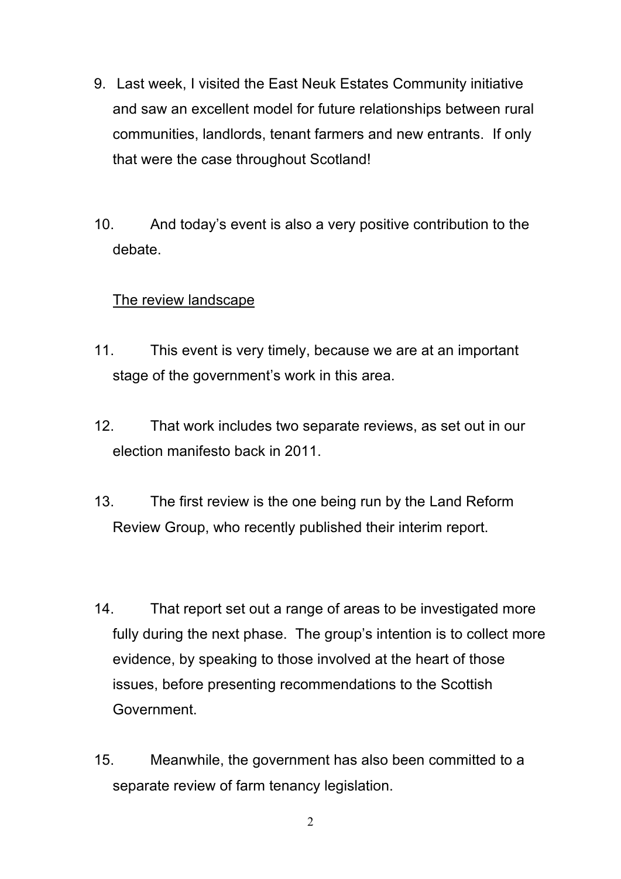9. Last week, I visited the East Neuk Estates Community initiative and saw an excellent model for future relationships between rural communities, landlords, tenant farmers and new entrants. If only that were the case throughout Scotland!

10. And today's event is also a very positive contribution to the debate.

<u>The review landscape</u>

11. This event is very timely, because we are at an important stage of the government's work in this area.

12. That work includes two separate reviews, as set out in our election manifesto back in 2011.

13. The first review is the one being run by the Land Reform Review Group, who recently published their interim report.

14. That report set out a range of areas to be investigated more fully during the next phase. The group's intention is to collect more evidence, by speaking to those involved at the heart of those issues, before presenting recommendations to the Scottish Government.

15. Meanwhile, the government has also been committed to a separate review of farm tenancy legislation.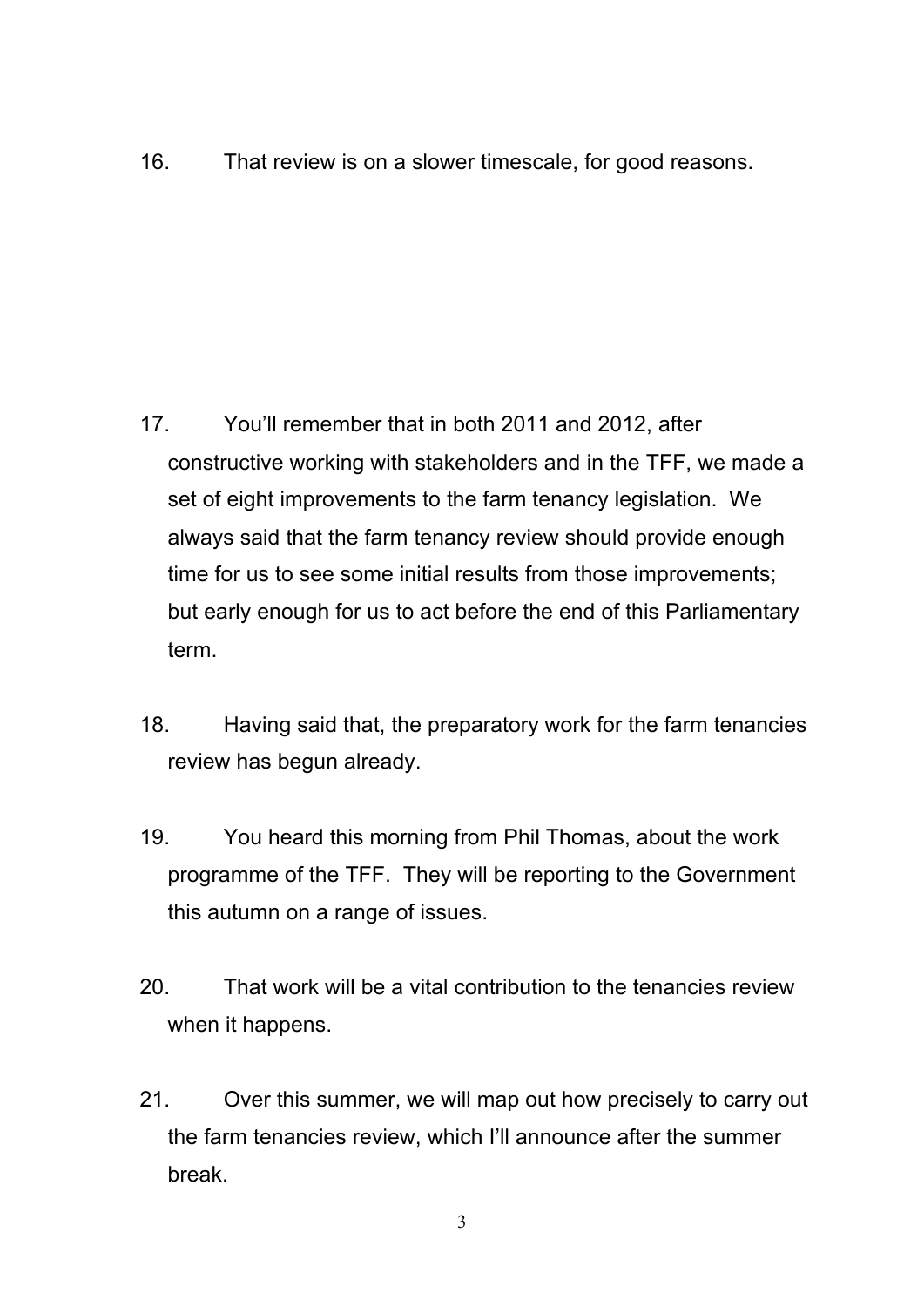16. That review is on a slower timescale, for good reasons.

17. You'll remember that in both 2011 and 2012, after constructive working with stakeholders and in the TFF, we made a set of eight improvements to the farm tenancy legislation. We always said that the farm tenancy review should provide enough time for us to see some initial results from those improvements; but early enough for us to act before the end of this Parliamentary term.

18. Having said that, the preparatory work for the farm tenancies review has begun already.

19. You heard this morning from Phil Thomas, about the work programme of the TFF. They will be reporting to the Government this autumn on a range of issues.

20. That work will be a vital contribution to the tenancies review when it happens.

21. Over this summer, we will map out how precisely to carry out the farm tenancies review, which I'll announce after the summer break.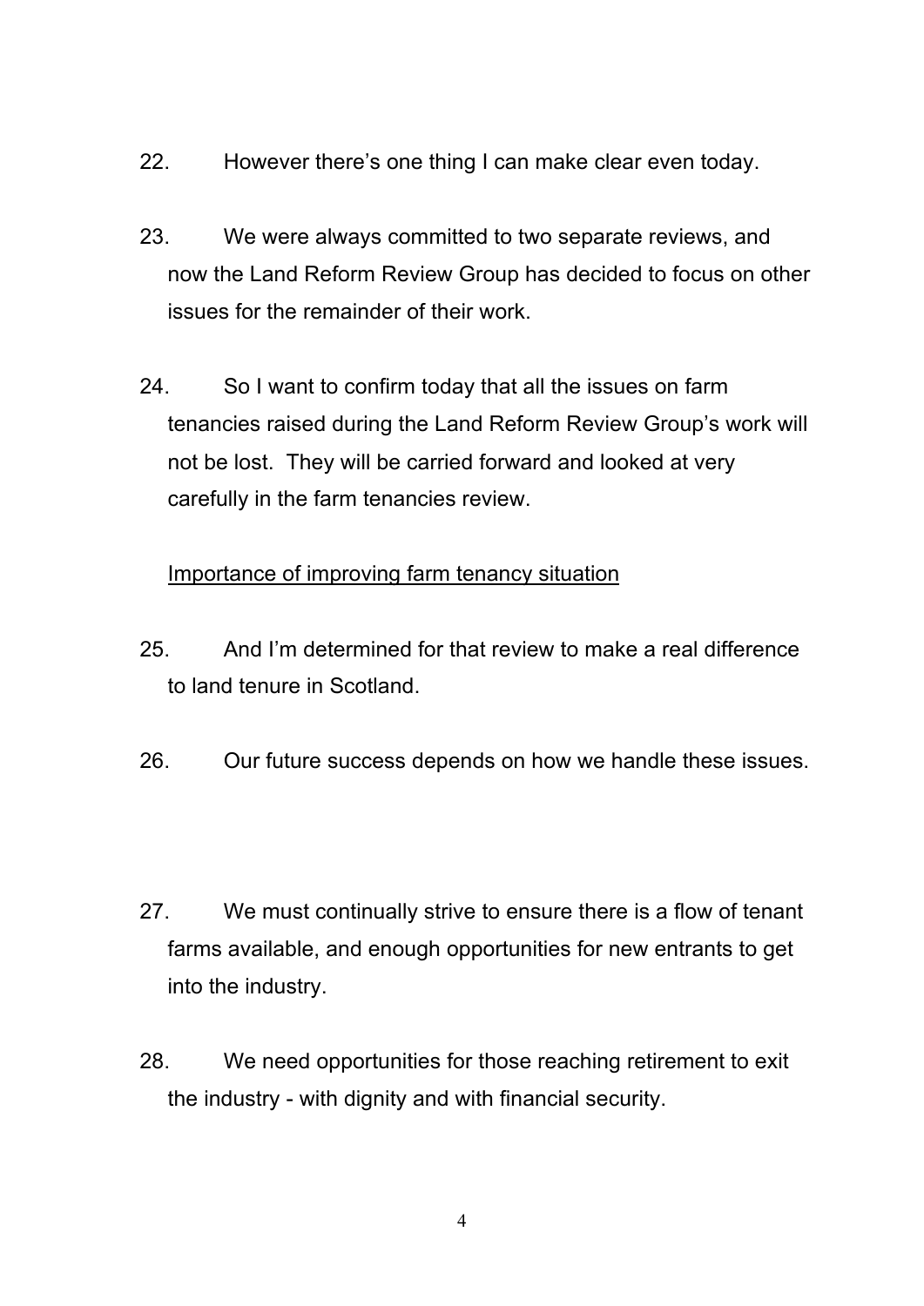22. However there's one thing I can make clear even today.

23. We were always committed to two separate reviews, and now the Land Reform Review Group has decided to focus on other issues for the remainder of their work.

24. So I want to confirm today that all the issues on farm tenancies raised during the Land Reform Review Group's work will not be lost. They will be carried forward and looked at very carefully in the farm tenancies review.

<u>Importance of improving farm tenancy situation</u>

25. And I'm determined for that review to make a real difference to land tenure in Scotland.

26. Our future success depends on how we handle these issues.

27. We must continually strive to ensure there is a flow of tenant farms available, and enough opportunities for new entrants to get into the industry.

28. We need opportunities for those reaching retirement to exit the industry - with dignity and with financial security.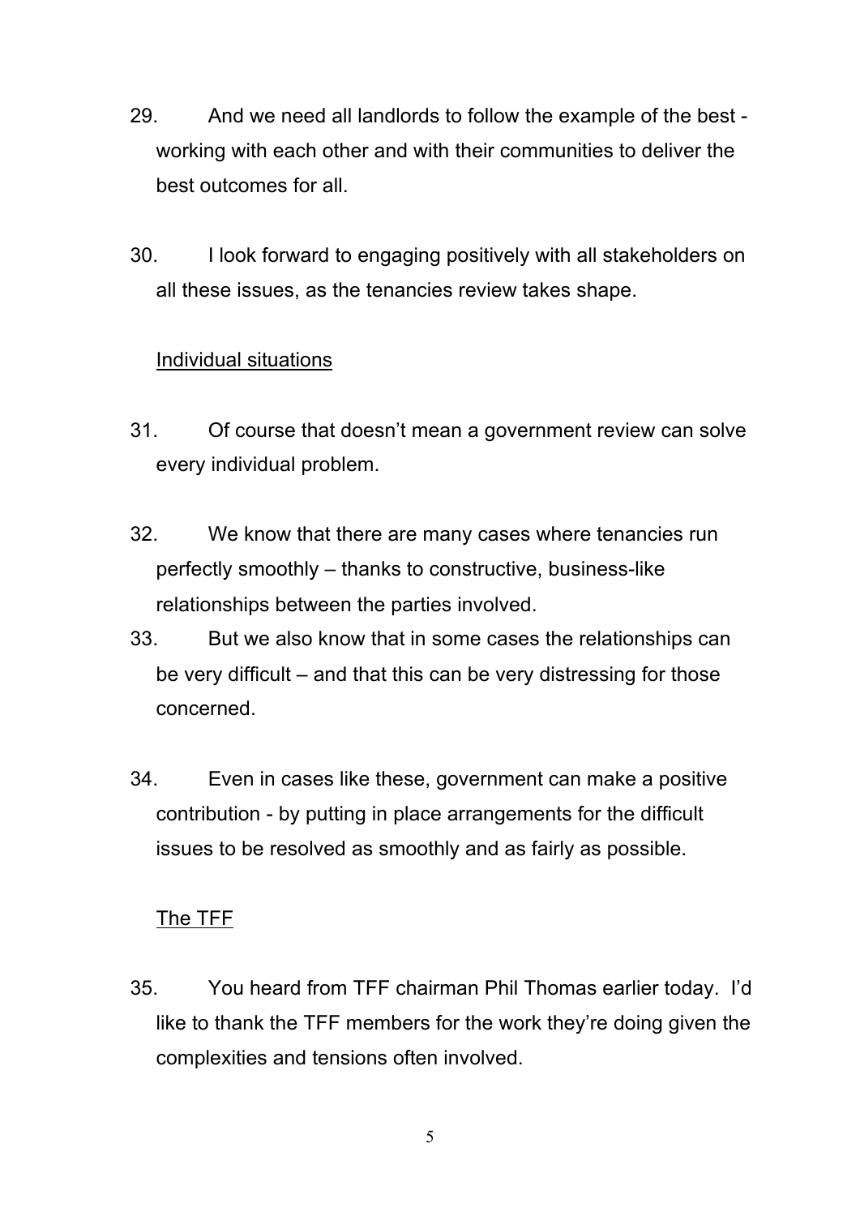29. And we need all landlords to follow the example of the best - working with each other and with their communities to deliver the best outcomes for all.

30. I look forward to engaging positively with all stakeholders on all these issues, as the tenancies review takes shape.

<u>Individual situations</u>

31. Of course that doesn't mean a government review can solve every individual problem.

32. We know that there are many cases where tenancies run perfectly smoothly – thanks to constructive, business-like relationships between the parties involved.

33. But we also know that in some cases the relationships can be very difficult – and that this can be very distressing for those concerned.

34. Even in cases like these, government can make a positive contribution - by putting in place arrangements for the difficult issues to be resolved as smoothly and as fairly as possible.

<u>The TFF</u>

35. You heard from TFF chairman Phil Thomas earlier today. I'd like to thank the TFF members for the work they're doing given the complexities and tensions often involved.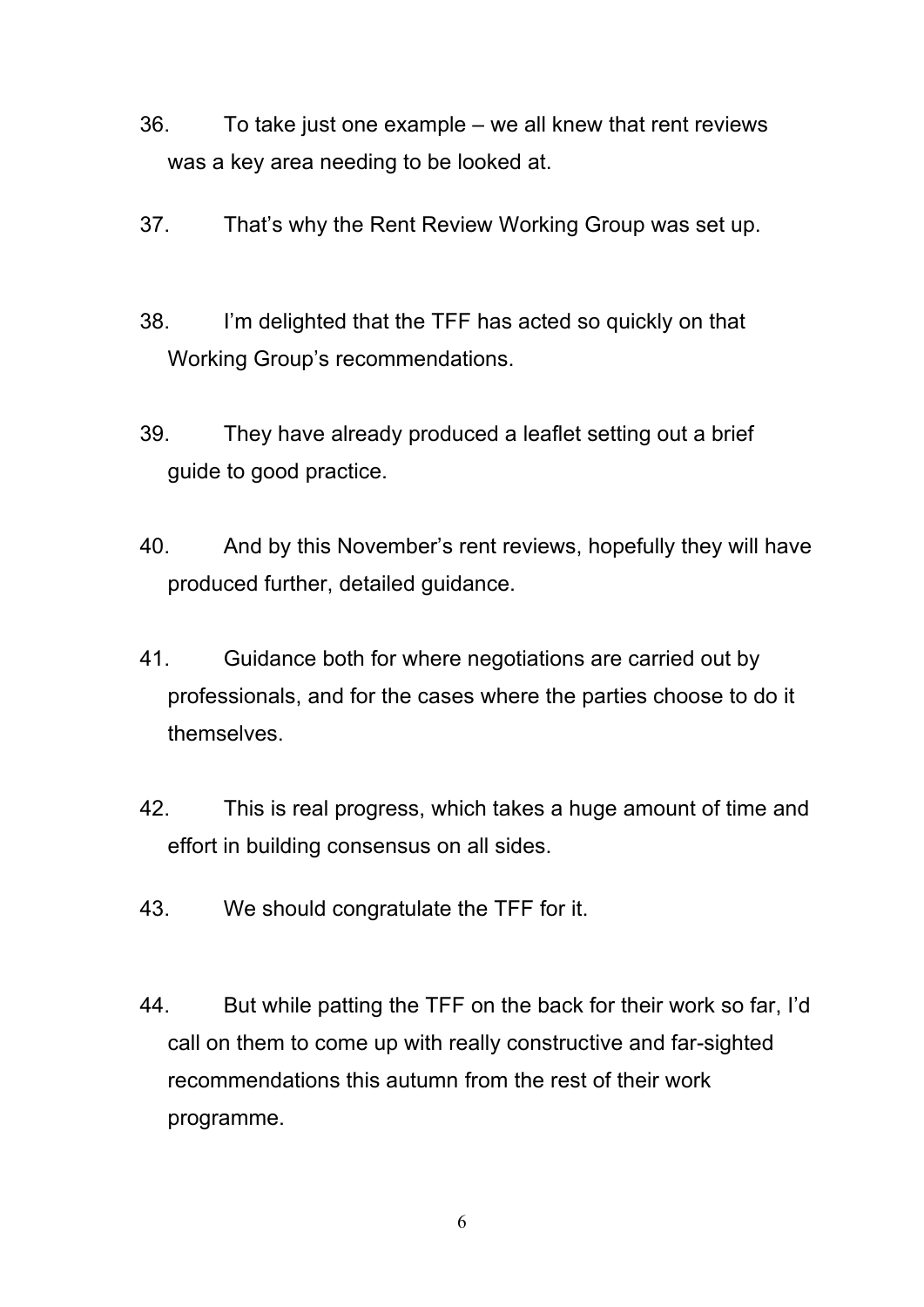36. To take just one example – we all knew that rent reviews was a key area needing to be looked at.

37. That's why the Rent Review Working Group was set up.

38. I'm delighted that the TFF has acted so quickly on that Working Group's recommendations.

39. They have already produced a leaflet setting out a brief guide to good practice.

40. And by this November's rent reviews, hopefully they will have produced further, detailed guidance.

41. Guidance both for where negotiations are carried out by professionals, and for the cases where the parties choose to do it themselves.

42. This is real progress, which takes a huge amount of time and effort in building consensus on all sides.

43. We should congratulate the TFF for it.

44. But while patting the TFF on the back for their work so far, I'd call on them to come up with really constructive and far-sighted recommendations this autumn from the rest of their work programme.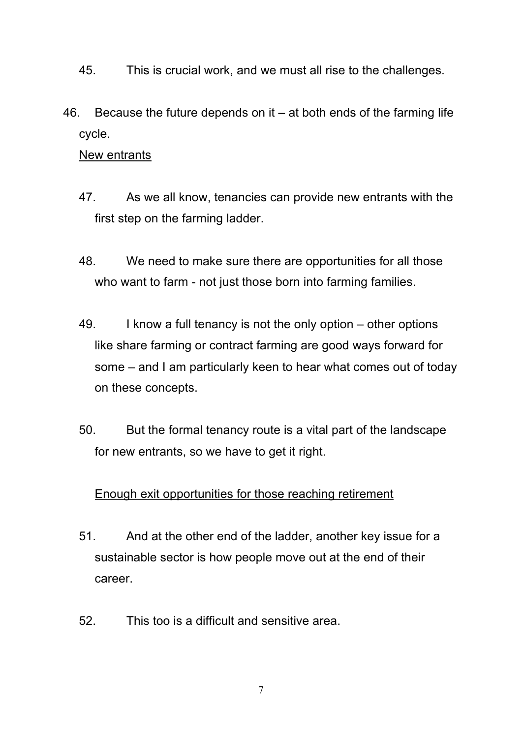45. This is crucial work, and we must all rise to the challenges.

46. Because the future depends on it – at both ends of the farming life cycle.

<u>New entrants</u>

47. As we all know, tenancies can provide new entrants with the first step on the farming ladder.

48. We need to make sure there are opportunities for all those who want to farm - not just those born into farming families.

49. I know a full tenancy is not the only option – other options like share farming or contract farming are good ways forward for some – and I am particularly keen to hear what comes out of today on these concepts.

50. But the formal tenancy route is a vital part of the landscape for new entrants, so we have to get it right.

<u>Enough exit opportunities for those reaching retirement</u>

51. And at the other end of the ladder, another key issue for a sustainable sector is how people move out at the end of their career.

52. This too is a difficult and sensitive area.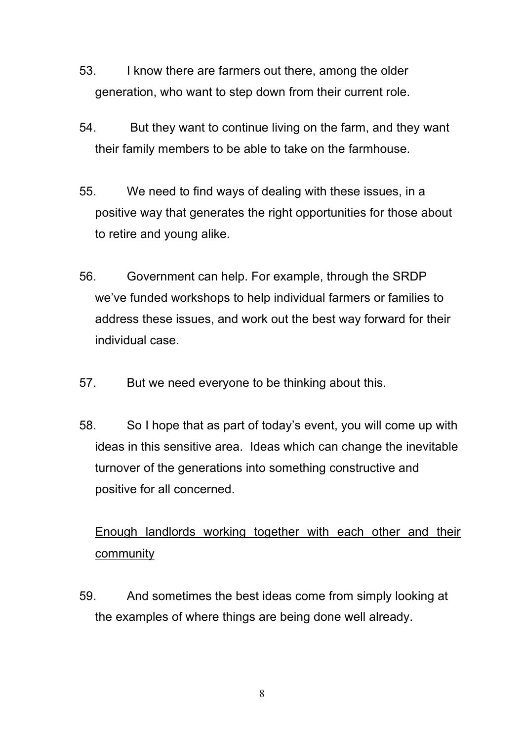53. I know there are farmers out there, among the older generation, who want to step down from their current role.

54. But they want to continue living on the farm, and they want their family members to be able to take on the farmhouse.

55. We need to find ways of dealing with these issues, in a positive way that generates the right opportunities for those about to retire and young alike.

56. Government can help. For example, through the SRDP we've funded workshops to help individual farmers or families to address these issues, and work out the best way forward for their individual case.

57. But we need everyone to be thinking about this.

58. So I hope that as part of today's event, you will come up with ideas in this sensitive area. Ideas which can change the inevitable turnover of the generations into something constructive and positive for all concerned.

<u>Enough landlords working together with each other and their community</u>

59. And sometimes the best ideas come from simply looking at the examples of where things are being done well already.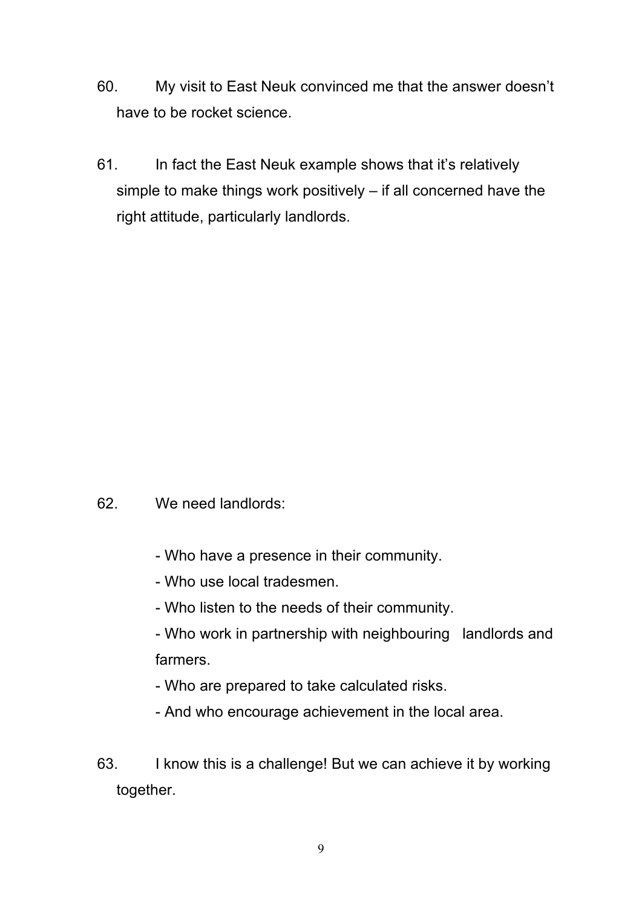60. My visit to East Neuk convinced me that the answer doesn't have to be rocket science.

61. In fact the East Neuk example shows that it's relatively simple to make things work positively – if all concerned have the right attitude, particularly landlords.

62. We need landlords:

- Who have a presence in their community.
- Who use local tradesmen.
- Who listen to the needs of their community.
- Who work in partnership with neighbouring landlords and farmers.
- Who are prepared to take calculated risks.
- And who encourage achievement in the local area.

63. I know this is a challenge! But we can achieve it by working together.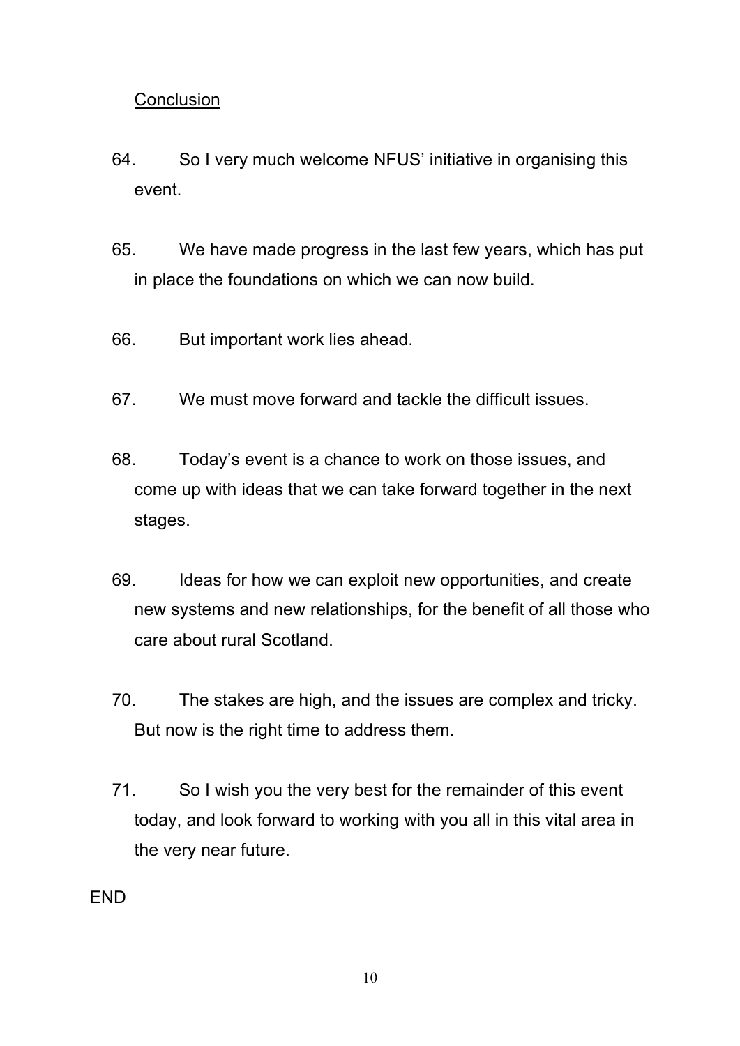<u>Conclusion</u>

64. So I very much welcome NFUS' initiative in organising this event.

65. We have made progress in the last few years, which has put in place the foundations on which we can now build.

66. But important work lies ahead.

67. We must move forward and tackle the difficult issues.

68. Today's event is a chance to work on those issues, and come up with ideas that we can take forward together in the next stages.

69. Ideas for how we can exploit new opportunities, and create new systems and new relationships, for the benefit of all those who care about rural Scotland.

70. The stakes are high, and the issues are complex and tricky. But now is the right time to address them.

71. So I wish you the very best for the remainder of this event today, and look forward to working with you all in this vital area in the very near future.

END